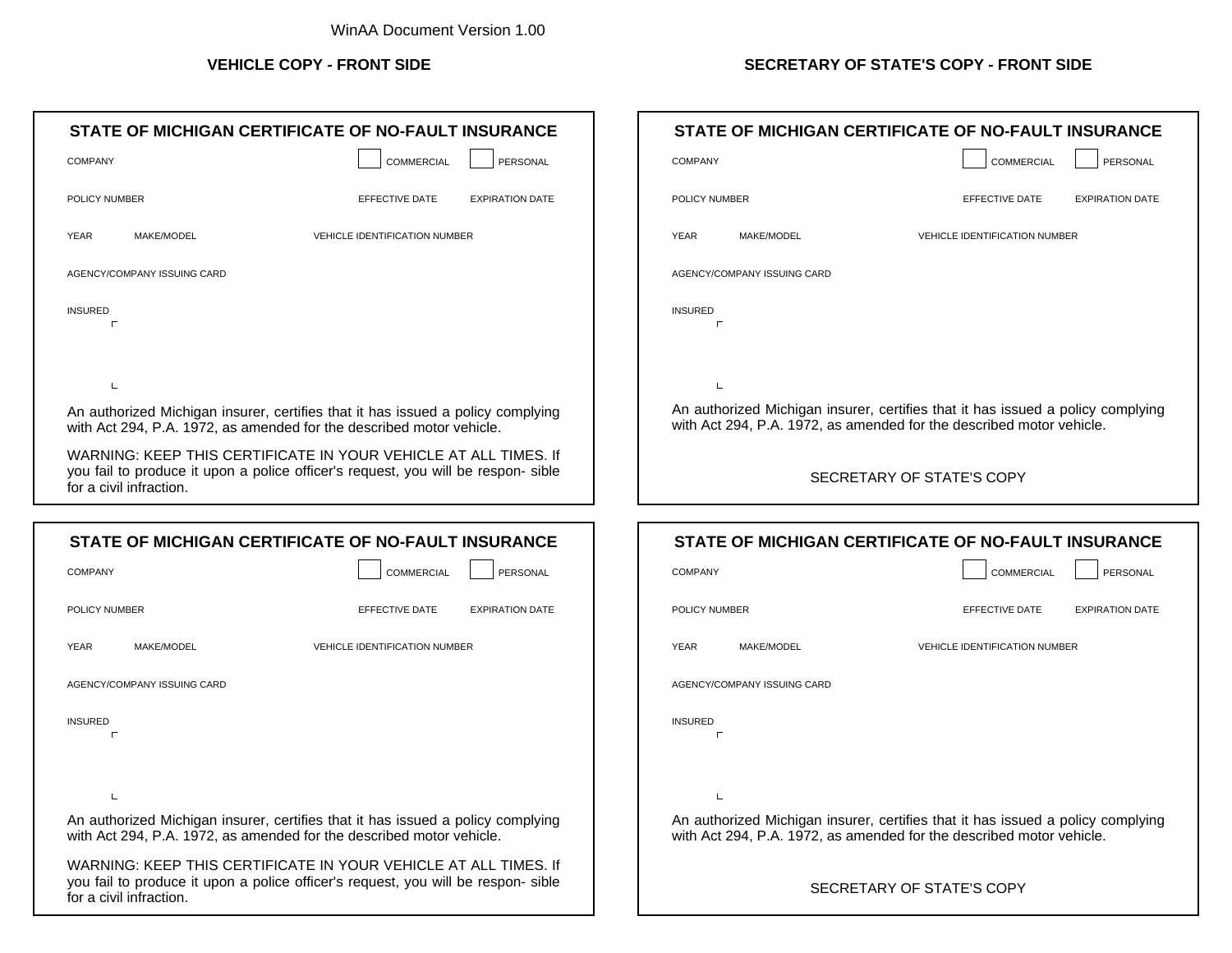WinAA Document Version 1.00

## VEHICLE COPY - FRONT SIDE

### STATE OF MICHIGAN CERTIFICATE OF NO-FAULT INSURANCE

COMPANY ☐ COMMERCIAL ☐ PERSONAL

POLICY NUMBER EFFECTIVE DATE EXPIRATION DATE

YEAR MAKE/MODEL VEHICLE IDENTIFICATION NUMBER

AGENCY/COMPANY ISSUING CARD

INSURED

An authorized Michigan insurer, certifies that it has issued a policy complying with Act 294, P.A. 1972, as amended for the described motor vehicle.

WARNING: KEEP THIS CERTIFICATE IN YOUR VEHICLE AT ALL TIMES. If you fail to produce it upon a police officer's request, you will be respon- sible for a civil infraction.

### STATE OF MICHIGAN CERTIFICATE OF NO-FAULT INSURANCE

COMPANY ☐ COMMERCIAL ☐ PERSONAL

POLICY NUMBER EFFECTIVE DATE EXPIRATION DATE

YEAR MAKE/MODEL VEHICLE IDENTIFICATION NUMBER

AGENCY/COMPANY ISSUING CARD

INSURED

An authorized Michigan insurer, certifies that it has issued a policy complying with Act 294, P.A. 1972, as amended for the described motor vehicle.

WARNING: KEEP THIS CERTIFICATE IN YOUR VEHICLE AT ALL TIMES. If you fail to produce it upon a police officer's request, you will be respon- sible for a civil infraction.

## SECRETARY OF STATE'S COPY - FRONT SIDE

### STATE OF MICHIGAN CERTIFICATE OF NO-FAULT INSURANCE

COMPANY ☐ COMMERCIAL ☐ PERSONAL

POLICY NUMBER EFFECTIVE DATE EXPIRATION DATE

YEAR MAKE/MODEL VEHICLE IDENTIFICATION NUMBER

AGENCY/COMPANY ISSUING CARD

INSURED

An authorized Michigan insurer, certifies that it has issued a policy complying with Act 294, P.A. 1972, as amended for the described motor vehicle.

SECRETARY OF STATE'S COPY

### STATE OF MICHIGAN CERTIFICATE OF NO-FAULT INSURANCE

COMPANY ☐ COMMERCIAL ☐ PERSONAL

POLICY NUMBER EFFECTIVE DATE EXPIRATION DATE

YEAR MAKE/MODEL VEHICLE IDENTIFICATION NUMBER

AGENCY/COMPANY ISSUING CARD

INSURED

An authorized Michigan insurer, certifies that it has issued a policy complying with Act 294, P.A. 1972, as amended for the described motor vehicle.

SECRETARY OF STATE'S COPY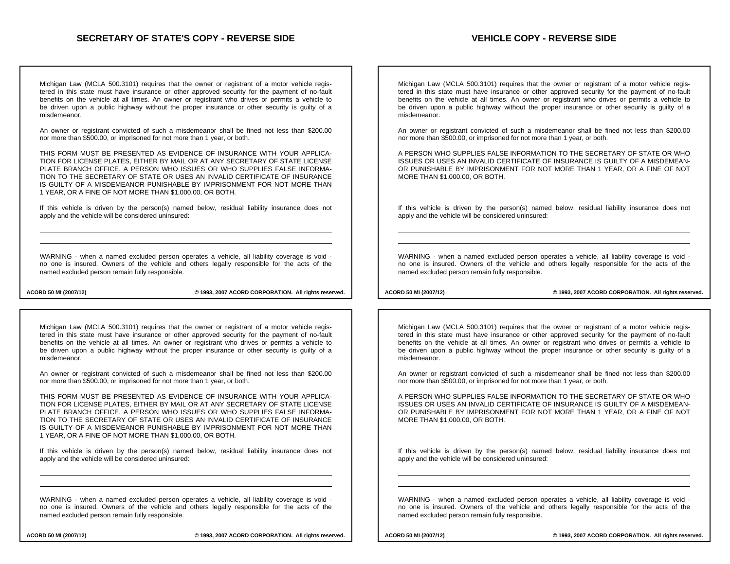## SECRETARY OF STATE'S COPY - REVERSE SIDE

Michigan Law (MCLA 500.3101) requires that the owner or registrant of a motor vehicle registered in this state must have insurance or other approved security for the payment of no-fault benefits on the vehicle at all times. An owner or registrant who drives or permits a vehicle to be driven upon a public highway without the proper insurance or other security is guilty of a misdemeanor.

An owner or registrant convicted of such a misdemeanor shall be fined not less than $200.00 nor more than $500.00, or imprisoned for not more than 1 year, or both.

THIS FORM MUST BE PRESENTED AS EVIDENCE OF INSURANCE WITH YOUR APPLICATION FOR LICENSE PLATES, EITHER BY MAIL OR AT ANY SECRETARY OF STATE LICENSE PLATE BRANCH OFFICE. A PERSON WHO ISSUES OR WHO SUPPLIES FALSE INFORMATION TO THE SECRETARY OF STATE OR USES AN INVALID CERTIFICATE OF INSURANCE IS GUILTY OF A MISDEMEANOR PUNISHABLE BY IMPRISONMENT FOR NOT MORE THAN 1 YEAR, OR A FINE OF NOT MORE THAN $1,000.00, OR BOTH.

If this vehicle is driven by the person(s) named below, residual liability insurance does not apply and the vehicle will be considered uninsured:

\_\_\_\_\_\_\_\_\_\_\_\_\_\_\_\_\_\_\_\_\_\_\_\_\_\_\_\_\_\_\_\_\_\_\_\_\_\_\_\_

\_\_\_\_\_\_\_\_\_\_\_\_\_\_\_\_\_\_\_\_\_\_\_\_\_\_\_\_\_\_\_\_\_\_\_\_\_\_\_\_

WARNING - when a named excluded person operates a vehicle, all liability coverage is void - no one is insured. Owners of the vehicle and others legally responsible for the acts of the named excluded person remain fully responsible.

**ACORD 50 MI (2007/12)** **© 1993, 2007 ACORD CORPORATION. All rights reserved.**

Michigan Law (MCLA 500.3101) requires that the owner or registrant of a motor vehicle registered in this state must have insurance or other approved security for the payment of no-fault benefits on the vehicle at all times. An owner or registrant who drives or permits a vehicle to be driven upon a public highway without the proper insurance or other security is guilty of a misdemeanor.

An owner or registrant convicted of such a misdemeanor shall be fined not less than $200.00 nor more than $500.00, or imprisoned for not more than 1 year, or both.

THIS FORM MUST BE PRESENTED AS EVIDENCE OF INSURANCE WITH YOUR APPLICATION FOR LICENSE PLATES, EITHER BY MAIL OR AT ANY SECRETARY OF STATE LICENSE PLATE BRANCH OFFICE. A PERSON WHO ISSUES OR WHO SUPPLIES FALSE INFORMATION TO THE SECRETARY OF STATE OR USES AN INVALID CERTIFICATE OF INSURANCE IS GUILTY OF A MISDEMEANOR PUNISHABLE BY IMPRISONMENT FOR NOT MORE THAN 1 YEAR, OR A FINE OF NOT MORE THAN $1,000.00, OR BOTH.

If this vehicle is driven by the person(s) named below, residual liability insurance does not apply and the vehicle will be considered uninsured:

\_\_\_\_\_\_\_\_\_\_\_\_\_\_\_\_\_\_\_\_\_\_\_\_\_\_\_\_\_\_\_\_\_\_\_\_\_\_\_\_

\_\_\_\_\_\_\_\_\_\_\_\_\_\_\_\_\_\_\_\_\_\_\_\_\_\_\_\_\_\_\_\_\_\_\_\_\_\_\_\_

WARNING - when a named excluded person operates a vehicle, all liability coverage is void - no one is insured. Owners of the vehicle and others legally responsible for the acts of the named excluded person remain fully responsible.

**ACORD 50 MI (2007/12)** **© 1993, 2007 ACORD CORPORATION. All rights reserved.**

## VEHICLE COPY - REVERSE SIDE

Michigan Law (MCLA 500.3101) requires that the owner or registrant of a motor vehicle registered in this state must have insurance or other approved security for the payment of no-fault benefits on the vehicle at all times. An owner or registrant who drives or permits a vehicle to be driven upon a public highway without the proper insurance or other security is guilty of a misdemeanor.

An owner or registrant convicted of such a misdemeanor shall be fined not less than $200.00 nor more than $500.00, or imprisoned for not more than 1 year, or both.

A PERSON WHO SUPPLIES FALSE INFORMATION TO THE SECRETARY OF STATE OR WHO ISSUES OR USES AN INVALID CERTIFICATE OF INSURANCE IS GUILTY OF A MISDEMEANOR PUNISHABLE BY IMPRISONMENT FOR NOT MORE THAN 1 YEAR, OR A FINE OF NOT MORE THAN $1,000.00, OR BOTH.

If this vehicle is driven by the person(s) named below, residual liability insurance does not apply and the vehicle will be considered uninsured:

\_\_\_\_\_\_\_\_\_\_\_\_\_\_\_\_\_\_\_\_\_\_\_\_\_\_\_\_\_\_\_\_\_\_\_\_\_\_\_\_

\_\_\_\_\_\_\_\_\_\_\_\_\_\_\_\_\_\_\_\_\_\_\_\_\_\_\_\_\_\_\_\_\_\_\_\_\_\_\_\_

WARNING - when a named excluded person operates a vehicle, all liability coverage is void - no one is insured. Owners of the vehicle and others legally responsible for the acts of the named excluded person remain fully responsible.

**ACORD 50 MI (2007/12)** **© 1993, 2007 ACORD CORPORATION. All rights reserved.**

Michigan Law (MCLA 500.3101) requires that the owner or registrant of a motor vehicle registered in this state must have insurance or other approved security for the payment of no-fault benefits on the vehicle at all times. An owner or registrant who drives or permits a vehicle to be driven upon a public highway without the proper insurance or other security is guilty of a misdemeanor.

An owner or registrant convicted of such a misdemeanor shall be fined not less than $200.00 nor more than $500.00, or imprisoned for not more than 1 year, or both.

A PERSON WHO SUPPLIES FALSE INFORMATION TO THE SECRETARY OF STATE OR WHO ISSUES OR USES AN INVALID CERTIFICATE OF INSURANCE IS GUILTY OF A MISDEMEANOR PUNISHABLE BY IMPRISONMENT FOR NOT MORE THAN 1 YEAR, OR A FINE OF NOT MORE THAN $1,000.00, OR BOTH.

If this vehicle is driven by the person(s) named below, residual liability insurance does not apply and the vehicle will be considered uninsured:

\_\_\_\_\_\_\_\_\_\_\_\_\_\_\_\_\_\_\_\_\_\_\_\_\_\_\_\_\_\_\_\_\_\_\_\_\_\_\_\_

\_\_\_\_\_\_\_\_\_\_\_\_\_\_\_\_\_\_\_\_\_\_\_\_\_\_\_\_\_\_\_\_\_\_\_\_\_\_\_\_

WARNING - when a named excluded person operates a vehicle, all liability coverage is void - no one is insured. Owners of the vehicle and others legally responsible for the acts of the named excluded person remain fully responsible.

**ACORD 50 MI (2007/12)** **© 1993, 2007 ACORD CORPORATION. All rights reserved.**